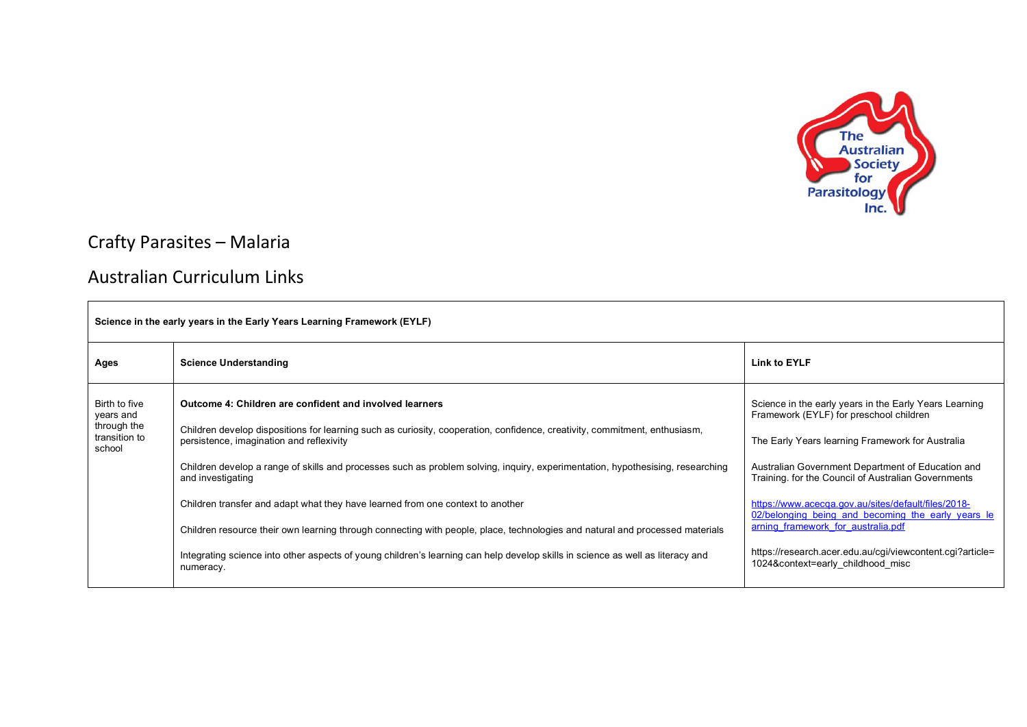# Crafty Parasites – Malaria

## Australian Curriculum Links

| Science in the early years in the Early Years Learning Framework (EYLF) | | |
|---|---|---|
| **Ages** | **Science Understanding** | **Link to EYLF** |
| Birth to five years and through the transition to school | **Outcome 4: Children are confident and involved learners**<br><br>Children develop dispositions for learning such as curiosity, cooperation, confidence, creativity, commitment, enthusiasm, persistence, imagination and reflexivity<br><br>Children develop a range of skills and processes such as problem solving, inquiry, experimentation, hypothesising, researching and investigating<br><br>Children transfer and adapt what they have learned from one context to another<br><br>Children resource their own learning through connecting with people, place, technologies and natural and processed materials<br><br>Integrating science into other aspects of young children's learning can help develop skills in science as well as literacy and numeracy. | Science in the early years in the Early Years Learning Framework (EYLF) for preschool children<br><br>The Early Years learning Framework for Australia<br><br>Australian Government Department of Education and Training. for the Council of Australian Governments<br><br>https://www.acecqa.gov.au/sites/default/files/2018-02/belonging_being_and_becoming_the_early_years_learning_framework_for_australia.pdf<br><br>https://research.acer.edu.au/cgi/viewcontent.cgi?article=1024&context=early_childhood_misc |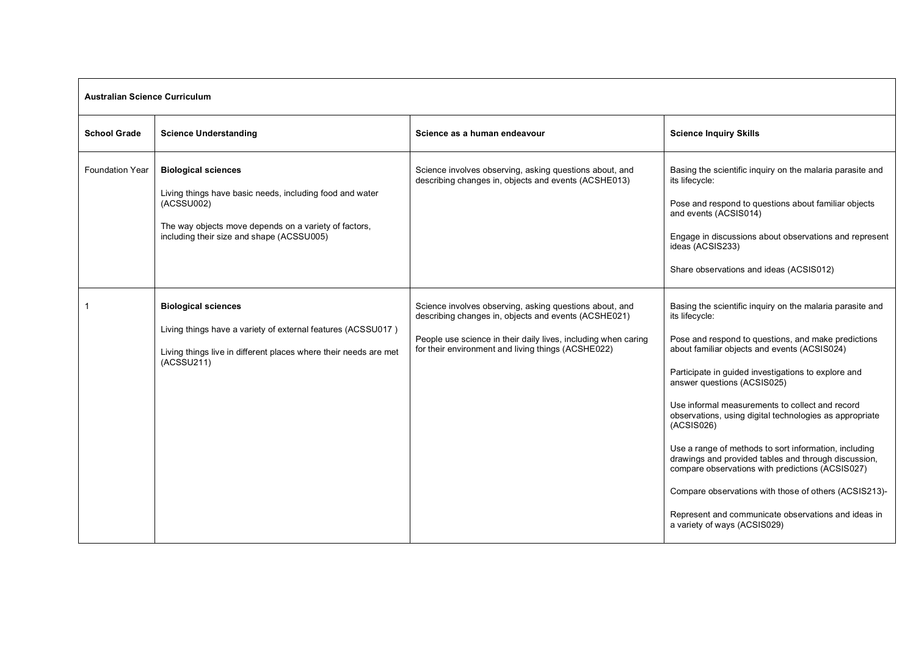| Australian Science Curriculum | | | |
|---|---|---|---|
| **School Grade** | **Science Understanding** | **Science as a human endeavour** | **Science Inquiry Skills** |
| Foundation Year | **Biological sciences**<br><br>Living things have basic needs, including food and water (ACSSU002)<br><br>The way objects move depends on a variety of factors, including their size and shape (ACSSU005) | Science involves observing, asking questions about, and describing changes in, objects and events (ACSHE013) | Basing the scientific inquiry on the malaria parasite and its lifecycle:<br><br>Pose and respond to questions about familiar objects and events (ACSIS014)<br><br>Engage in discussions about observations and represent ideas (ACSIS233)<br><br>Share observations and ideas (ACSIS012) |
| 1 | **Biological sciences**<br><br>Living things have a variety of external features (ACSSU017 )<br><br>Living things live in different places where their needs are met (ACSSU211) | Science involves observing, asking questions about, and describing changes in, objects and events (ACSHE021)<br><br>People use science in their daily lives, including when caring for their environment and living things (ACSHE022) | Basing the scientific inquiry on the malaria parasite and its lifecycle:<br><br>Pose and respond to questions, and make predictions about familiar objects and events (ACSIS024)<br><br>Participate in guided investigations to explore and answer questions (ACSIS025)<br><br>Use informal measurements to collect and record observations, using digital technologies as appropriate (ACSIS026)<br><br>Use a range of methods to sort information, including drawings and provided tables and through discussion, compare observations with predictions (ACSIS027)<br><br>Compare observations with those of others (ACSIS213)-<br><br>Represent and communicate observations and ideas in a variety of ways (ACSIS029) |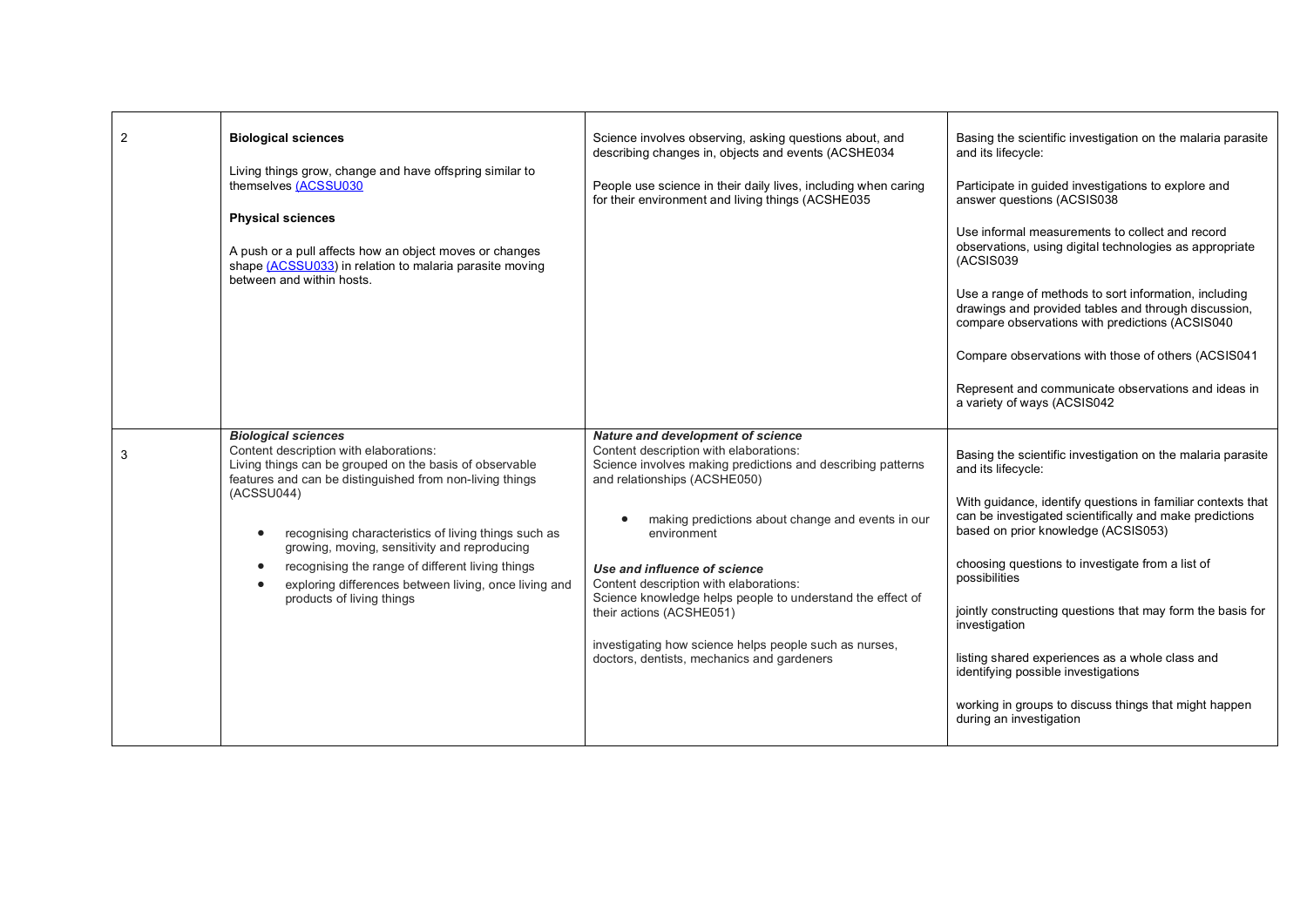| | | | |
|---|---|---|---|
| 2 | **Biological sciences**<br><br>Living things grow, change and have offspring similar to themselves (ACSSU030<br><br>**Physical sciences**<br><br>A push or a pull affects how an object moves or changes shape (ACSSU033) in relation to malaria parasite moving between and within hosts. | Science involves observing, asking questions about, and describing changes in, objects and events (ACSHE034<br><br>People use science in their daily lives, including when caring for their environment and living things (ACSHE035 | Basing the scientific investigation on the malaria parasite and its lifecycle:<br><br>Participate in guided investigations to explore and answer questions (ACSIS038<br><br>Use informal measurements to collect and record observations, using digital technologies as appropriate (ACSIS039<br><br>Use a range of methods to sort information, including drawings and provided tables and through discussion, compare observations with predictions (ACSIS040<br><br>Compare observations with those of others (ACSIS041<br><br>Represent and communicate observations and ideas in a variety of ways (ACSIS042 |
| 3 | ***Biological sciences***<br>Content description with elaborations:<br>Living things can be grouped on the basis of observable features and can be distinguished from non-living things (ACSSU044)<br><br>• recognising characteristics of living things such as growing, moving, sensitivity and reproducing<br>• recognising the range of different living things<br>• exploring differences between living, once living and products of living things | ***Nature and development of science***<br>Content description with elaborations:<br>Science involves making predictions and describing patterns and relationships (ACSHE050)<br><br>• making predictions about change and events in our environment<br><br>***Use and influence of science***<br>Content description with elaborations:<br>Science knowledge helps people to understand the effect of their actions (ACSHE051)<br><br>investigating how science helps people such as nurses, doctors, dentists, mechanics and gardeners | Basing the scientific investigation on the malaria parasite and its lifecycle:<br><br>With guidance, identify questions in familiar contexts that can be investigated scientifically and make predictions based on prior knowledge (ACSIS053)<br><br>choosing questions to investigate from a list of possibilities<br><br>jointly constructing questions that may form the basis for investigation<br><br>listing shared experiences as a whole class and identifying possible investigations<br><br>working in groups to discuss things that might happen during an investigation |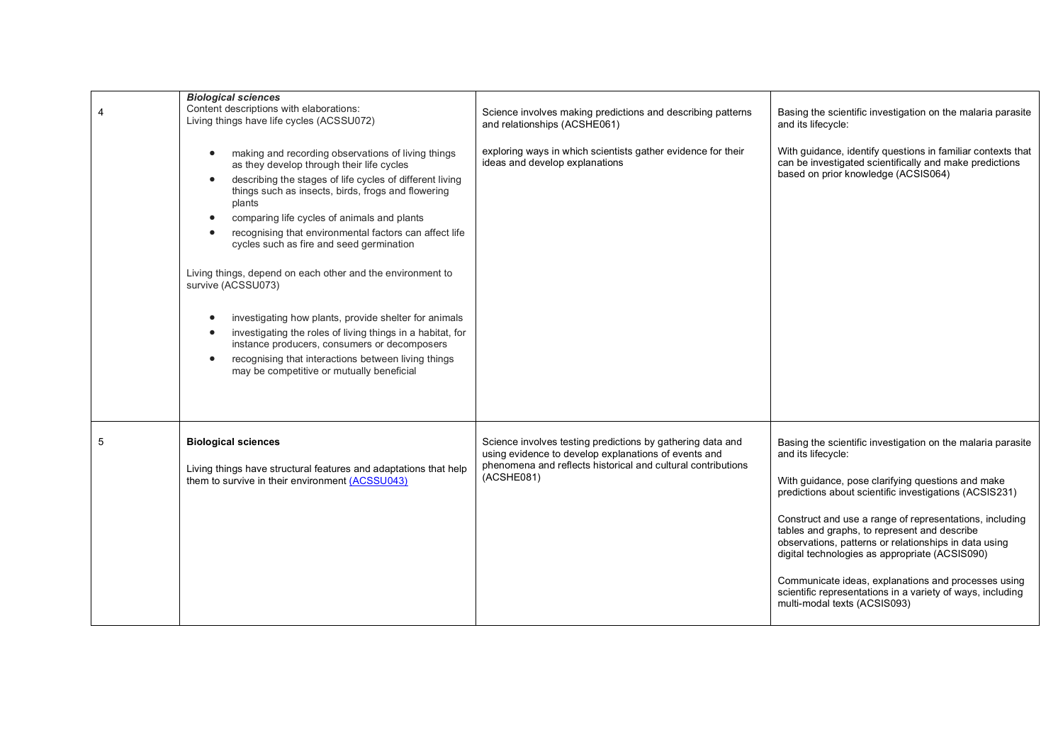| | | | |
|---|---|---|---|
| 4 | ***Biological sciences***<br>Content descriptions with elaborations:<br>Living things have life cycles (ACSSU072)<br><br>• making and recording observations of living things as they develop through their life cycles<br>• describing the stages of life cycles of different living things such as insects, birds, frogs and flowering plants<br>• comparing life cycles of animals and plants<br>• recognising that environmental factors can affect life cycles such as fire and seed germination<br><br>Living things, depend on each other and the environment to survive (ACSSU073)<br><br>• investigating how plants, provide shelter for animals<br>• investigating the roles of living things in a habitat, for instance producers, consumers or decomposers<br>• recognising that interactions between living things may be competitive or mutually beneficial | Science involves making predictions and describing patterns and relationships (ACSHE061)<br><br>exploring ways in which scientists gather evidence for their ideas and develop explanations | Basing the scientific investigation on the malaria parasite and its lifecycle:<br><br>With guidance, identify questions in familiar contexts that can be investigated scientifically and make predictions based on prior knowledge (ACSIS064) |
| 5 | **Biological sciences**<br><br>Living things have structural features and adaptations that help them to survive in their environment (ACSSU043) | Science involves testing predictions by gathering data and using evidence to develop explanations of events and phenomena and reflects historical and cultural contributions (ACSHE081) | Basing the scientific investigation on the malaria parasite and its lifecycle:<br><br>With guidance, pose clarifying questions and make predictions about scientific investigations (ACSIS231)<br><br>Construct and use a range of representations, including tables and graphs, to represent and describe observations, patterns or relationships in data using digital technologies as appropriate (ACSIS090)<br><br>Communicate ideas, explanations and processes using scientific representations in a variety of ways, including multi-modal texts (ACSIS093) |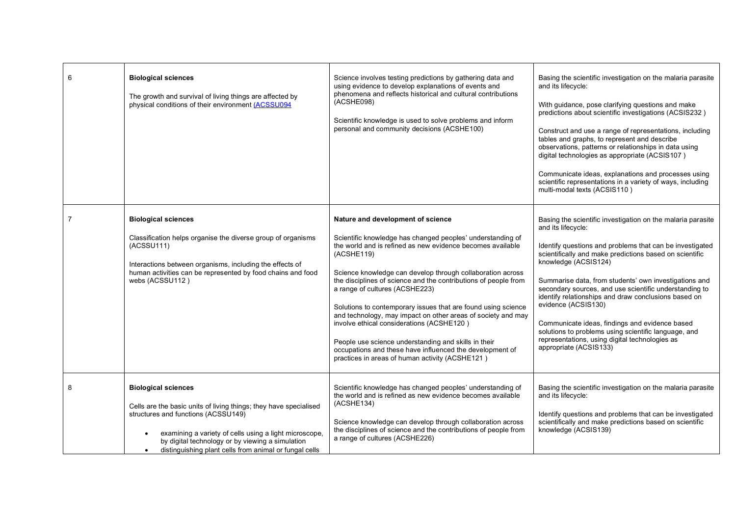| | | | |
|---|---|---|---|
| 6 | **Biological sciences**<br><br>The growth and survival of living things are affected by physical conditions of their environment (ACSSU094 | Science involves testing predictions by gathering data and using evidence to develop explanations of events and phenomena and reflects historical and cultural contributions (ACSHE098)<br><br>Scientific knowledge is used to solve problems and inform personal and community decisions (ACSHE100) | Basing the scientific investigation on the malaria parasite and its lifecycle:<br><br>With guidance, pose clarifying questions and make predictions about scientific investigations (ACSIS232 )<br><br>Construct and use a range of representations, including tables and graphs, to represent and describe observations, patterns or relationships in data using digital technologies as appropriate (ACSIS107 )<br><br>Communicate ideas, explanations and processes using scientific representations in a variety of ways, including multi-modal texts (ACSIS110 ) |
| 7 | **Biological sciences**<br><br>Classification helps organise the diverse group of organisms (ACSSU111)<br><br>Interactions between organisms, including the effects of human activities can be represented by food chains and food webs (ACSSU112 ) | **Nature and development of science**<br><br>Scientific knowledge has changed peoples' understanding of the world and is refined as new evidence becomes available (ACSHE119)<br><br>Science knowledge can develop through collaboration across the disciplines of science and the contributions of people from a range of cultures (ACSHE223)<br><br>Solutions to contemporary issues that are found using science and technology, may impact on other areas of society and may involve ethical considerations (ACSHE120 )<br><br>People use science understanding and skills in their occupations and these have influenced the development of practices in areas of human activity (ACSHE121 ) | Basing the scientific investigation on the malaria parasite and its lifecycle:<br><br>Identify questions and problems that can be investigated scientifically and make predictions based on scientific knowledge (ACSIS124)<br><br>Summarise data, from students' own investigations and secondary sources, and use scientific understanding to identify relationships and draw conclusions based on evidence (ACSIS130)<br><br>Communicate ideas, findings and evidence based solutions to problems using scientific language, and representations, using digital technologies as appropriate (ACSIS133) |
| 8 | **Biological sciences**<br><br>Cells are the basic units of living things; they have specialised structures and functions (ACSSU149)<br><br>• examining a variety of cells using a light microscope, by digital technology or by viewing a simulation<br>• distinguishing plant cells from animal or fungal cells | Scientific knowledge has changed peoples' understanding of the world and is refined as new evidence becomes available (ACSHE134)<br><br>Science knowledge can develop through collaboration across the disciplines of science and the contributions of people from a range of cultures (ACSHE226) | Basing the scientific investigation on the malaria parasite and its lifecycle:<br><br>Identify questions and problems that can be investigated scientifically and make predictions based on scientific knowledge (ACSIS139) |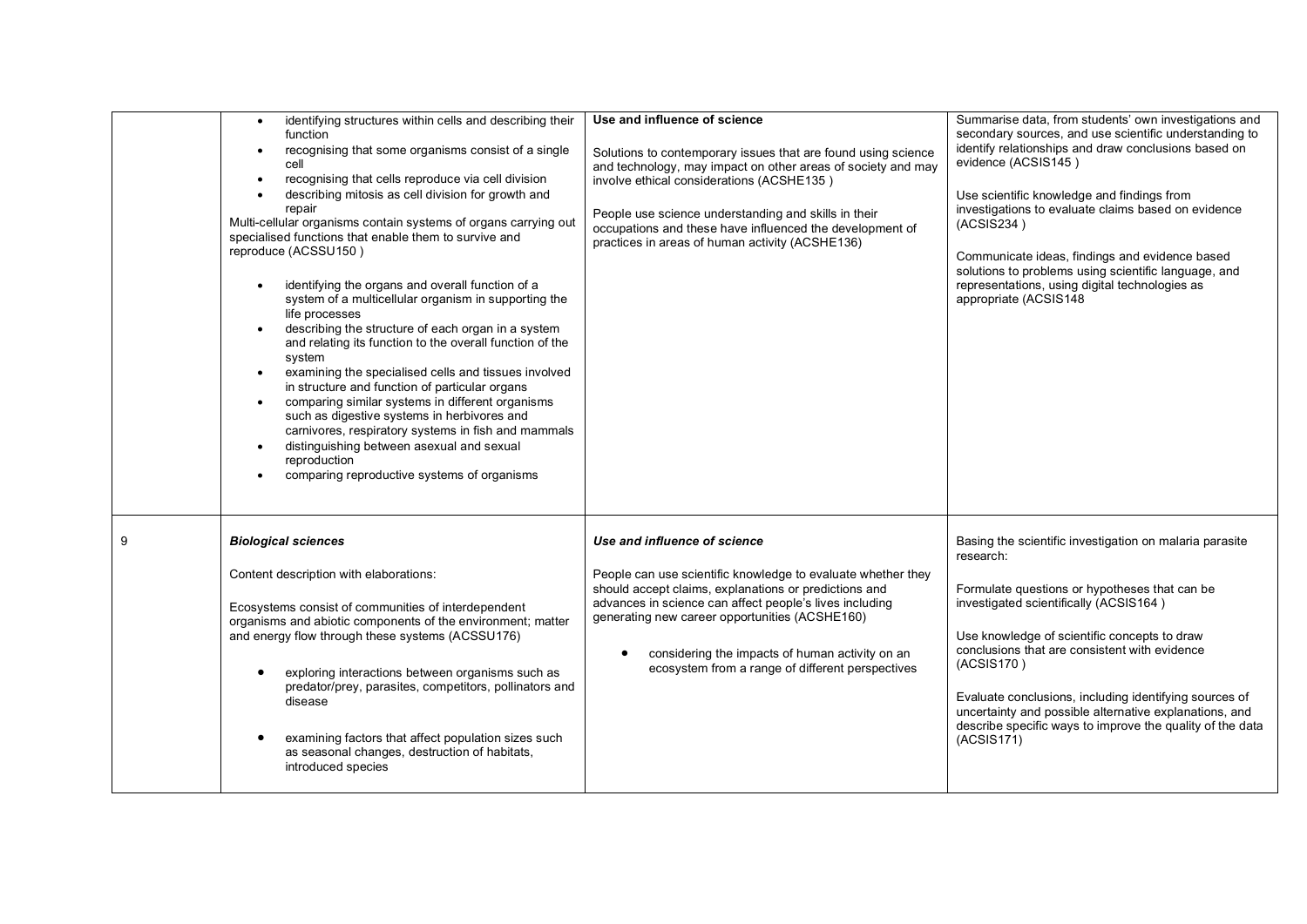| | | | |
|---|---|---|---|
| | • identifying structures within cells and describing their function<br>• recognising that some organisms consist of a single cell<br>• recognising that cells reproduce via cell division<br>• describing mitosis as cell division for growth and repair<br>Multi-cellular organisms contain systems of organs carrying out specialised functions that enable them to survive and reproduce (ACSSU150 )<br><br>• identifying the organs and overall function of a system of a multicellular organism in supporting the life processes<br>• describing the structure of each organ in a system and relating its function to the overall function of the system<br>• examining the specialised cells and tissues involved in structure and function of particular organs<br>• comparing similar systems in different organisms such as digestive systems in herbivores and carnivores, respiratory systems in fish and mammals<br>• distinguishing between asexual and sexual reproduction<br>• comparing reproductive systems of organisms | **Use and influence of science**<br><br>Solutions to contemporary issues that are found using science and technology, may impact on other areas of society and may involve ethical considerations (ACSHE135 )<br><br>People use science understanding and skills in their occupations and these have influenced the development of practices in areas of human activity (ACSHE136) | Summarise data, from students' own investigations and secondary sources, and use scientific understanding to identify relationships and draw conclusions based on evidence (ACSIS145 )<br><br>Use scientific knowledge and findings from investigations to evaluate claims based on evidence (ACSIS234 )<br><br>Communicate ideas, findings and evidence based solutions to problems using scientific language, and representations, using digital technologies as appropriate (ACSIS148 |
| 9 | ***Biological sciences***<br><br>Content description with elaborations:<br><br>Ecosystems consist of communities of interdependent organisms and abiotic components of the environment; matter and energy flow through these systems (ACSSU176)<br><br>• exploring interactions between organisms such as predator/prey, parasites, competitors, pollinators and disease<br><br>• examining factors that affect population sizes such as seasonal changes, destruction of habitats, introduced species | ***Use and influence of science***<br><br>People can use scientific knowledge to evaluate whether they should accept claims, explanations or predictions and advances in science can affect people's lives including generating new career opportunities (ACSHE160)<br><br>• considering the impacts of human activity on an ecosystem from a range of different perspectives | Basing the scientific investigation on malaria parasite research:<br><br>Formulate questions or hypotheses that can be investigated scientifically (ACSIS164 )<br><br>Use knowledge of scientific concepts to draw conclusions that are consistent with evidence (ACSIS170 )<br><br>Evaluate conclusions, including identifying sources of uncertainty and possible alternative explanations, and describe specific ways to improve the quality of the data (ACSIS171) |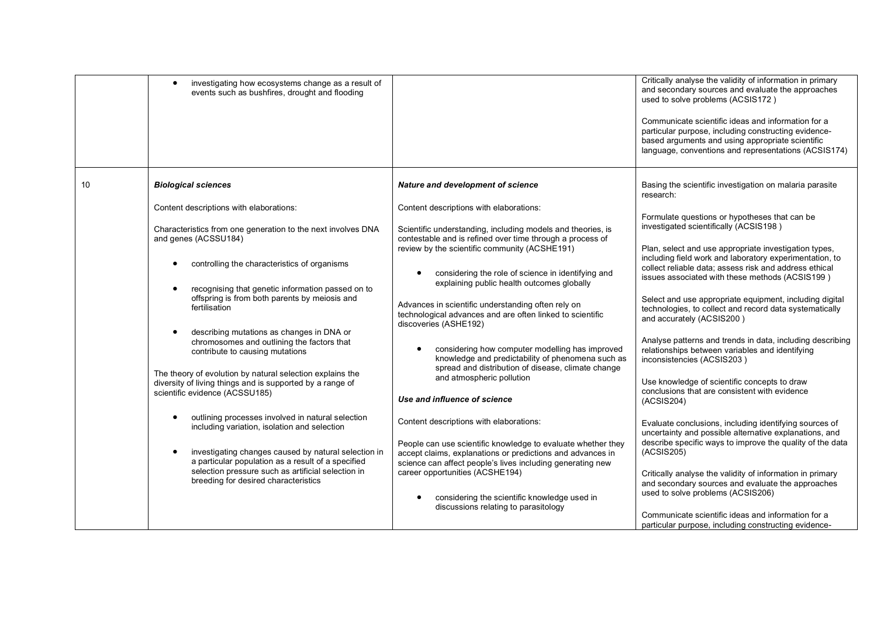| | | | |
|---|---|---|---|
| | • investigating how ecosystems change as a result of events such as bushfires, drought and flooding | | Critically analyse the validity of information in primary and secondary sources and evaluate the approaches used to solve problems (ACSIS172 )<br><br>Communicate scientific ideas and information for a particular purpose, including constructing evidence-based arguments and using appropriate scientific language, conventions and representations (ACSIS174) |
| 10 | ***Biological sciences***<br><br>Content descriptions with elaborations:<br><br>Characteristics from one generation to the next involves DNA and genes (ACSSU184)<br><br>• controlling the characteristics of organisms<br><br>• recognising that genetic information passed on to offspring is from both parents by meiosis and fertilisation<br><br>• describing mutations as changes in DNA or chromosomes and outlining the factors that contribute to causing mutations<br><br>The theory of evolution by natural selection explains the diversity of living things and is supported by a range of scientific evidence (ACSSU185)<br><br>• outlining processes involved in natural selection including variation, isolation and selection<br><br>• investigating changes caused by natural selection in a particular population as a result of a specified selection pressure such as artificial selection in breeding for desired characteristics | ***Nature and development of science***<br><br>Content descriptions with elaborations:<br><br>Scientific understanding, including models and theories, is contestable and is refined over time through a process of review by the scientific community (ACSHE191)<br><br>• considering the role of science in identifying and explaining public health outcomes globally<br><br>Advances in scientific understanding often rely on technological advances and are often linked to scientific discoveries (ASHE192)<br><br>• considering how computer modelling has improved knowledge and predictability of phenomena such as spread and distribution of disease, climate change and atmospheric pollution<br><br>***Use and influence of science***<br><br>Content descriptions with elaborations:<br><br>People can use scientific knowledge to evaluate whether they accept claims, explanations or predictions and advances in science can affect people's lives including generating new career opportunities (ACSHE194)<br><br>• considering the scientific knowledge used in discussions relating to parasitology | Basing the scientific investigation on malaria parasite research:<br><br>Formulate questions or hypotheses that can be investigated scientifically (ACSIS198 )<br><br>Plan, select and use appropriate investigation types, including field work and laboratory experimentation, to collect reliable data; assess risk and address ethical issues associated with these methods (ACSIS199 )<br><br>Select and use appropriate equipment, including digital technologies, to collect and record data systematically and accurately (ACSIS200 )<br><br>Analyse patterns and trends in data, including describing relationships between variables and identifying inconsistencies (ACSIS203 )<br><br>Use knowledge of scientific concepts to draw conclusions that are consistent with evidence (ACSIS204)<br><br>Evaluate conclusions, including identifying sources of uncertainty and possible alternative explanations, and describe specific ways to improve the quality of the data (ACSIS205)<br><br>Critically analyse the validity of information in primary and secondary sources and evaluate the approaches used to solve problems (ACSIS206)<br><br>Communicate scientific ideas and information for a particular purpose, including constructing evidence- |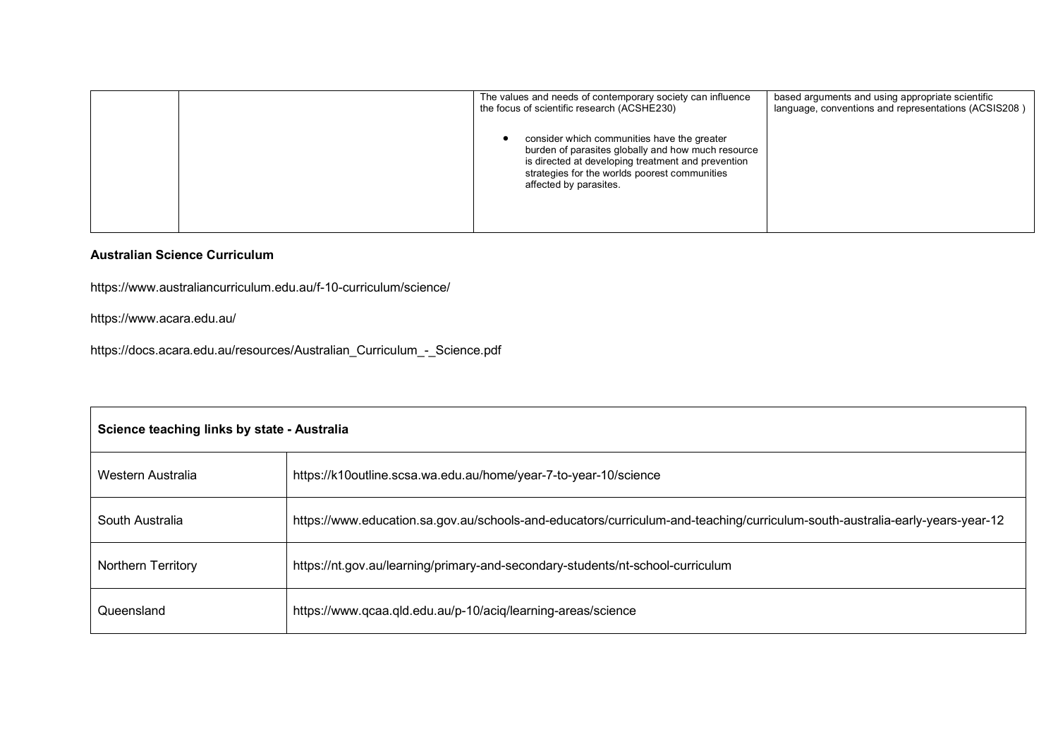| | | The values and needs of contemporary society can influence the focus of scientific research (ACSHE230)<br><br>• consider which communities have the greater burden of parasites globally and how much resource is directed at developing treatment and prevention strategies for the worlds poorest communities affected by parasites. | based arguments and using appropriate scientific language, conventions and representations (ACSIS208 ) |
|---|---|---|---|

**Australian Science Curriculum**

https://www.australiancurriculum.edu.au/f-10-curriculum/science/

https://www.acara.edu.au/

https://docs.acara.edu.au/resources/Australian_Curriculum_-_Science.pdf

| **Science teaching links by state - Australia** | |
|---|---|
| Western Australia | https://k10outline.scsa.wa.edu.au/home/year-7-to-year-10/science |
| South Australia | https://www.education.sa.gov.au/schools-and-educators/curriculum-and-teaching/curriculum-south-australia-early-years-year-12 |
| Northern Territory | https://nt.gov.au/learning/primary-and-secondary-students/nt-school-curriculum |
| Queensland | https://www.qcaa.qld.edu.au/p-10/aciq/learning-areas/science |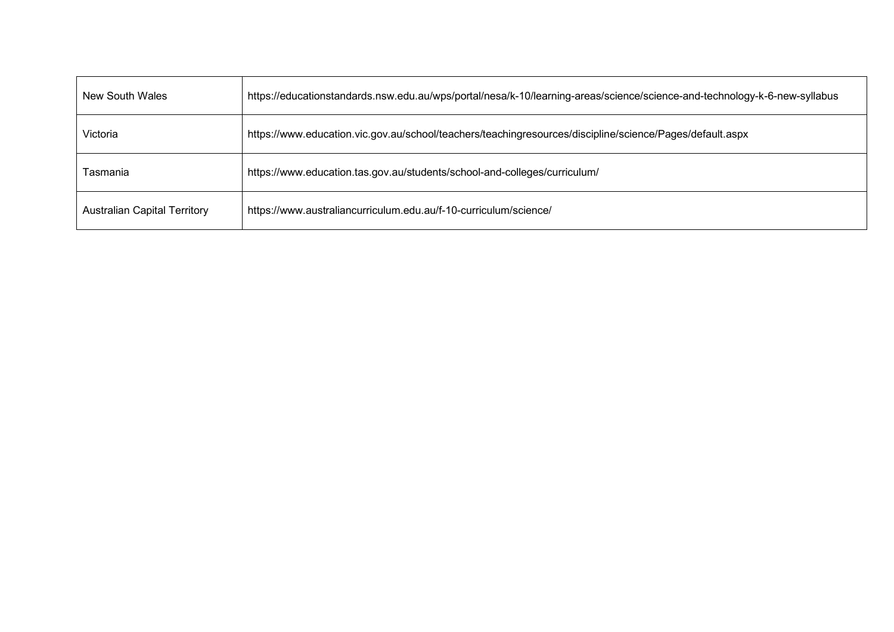| | |
|---|---|
| New South Wales | https://educationstandards.nsw.edu.au/wps/portal/nesa/k-10/learning-areas/science/science-and-technology-k-6-new-syllabus |
| Victoria | https://www.education.vic.gov.au/school/teachers/teachingresources/discipline/science/Pages/default.aspx |
| Tasmania | https://www.education.tas.gov.au/students/school-and-colleges/curriculum/ |
| Australian Capital Territory | https://www.australiancurriculum.edu.au/f-10-curriculum/science/ |